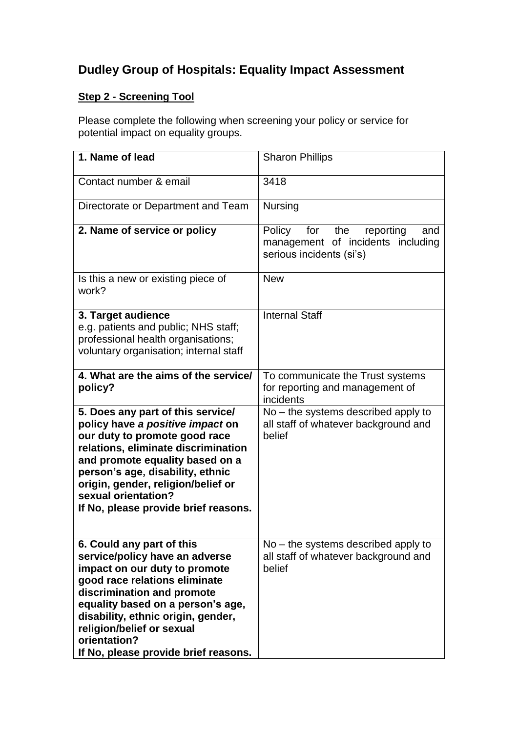## Dudley Group of Hospitals: Equality Impact Assessment

**Step 2 - Screening Tool**

Please complete the following when screening your policy or service for potential impact on equality groups.

| | |
|---|---|
| **1. Name of lead** | Sharon Phillips |
| Contact number & email | 3418 |
| Directorate or Department and Team | Nursing |
| **2. Name of service or policy** | Policy for the reporting and management of incidents including serious incidents (si's) |
| Is this a new or existing piece of work? | New |
| **3. Target audience**<br>e.g. patients and public; NHS staff; professional health organisations; voluntary organisation; internal staff | Internal Staff |
| **4. What are the aims of the service/ policy?** | To communicate the Trust systems for reporting and management of incidents |
| **5. Does any part of this service/ policy have *a positive impact* on our duty to promote good race relations, eliminate discrimination and promote equality based on a person's age, disability, ethnic origin, gender, religion/belief or sexual orientation?**<br>**If No, please provide brief reasons.** | No – the systems described apply to all staff of whatever background and belief |
| **6. Could any part of this service/policy have an adverse impact on our duty to promote good race relations eliminate discrimination and promote equality based on a person's age, disability, ethnic origin, gender, religion/belief or sexual orientation?**<br>**If No, please provide brief reasons.** | No – the systems described apply to all staff of whatever background and belief |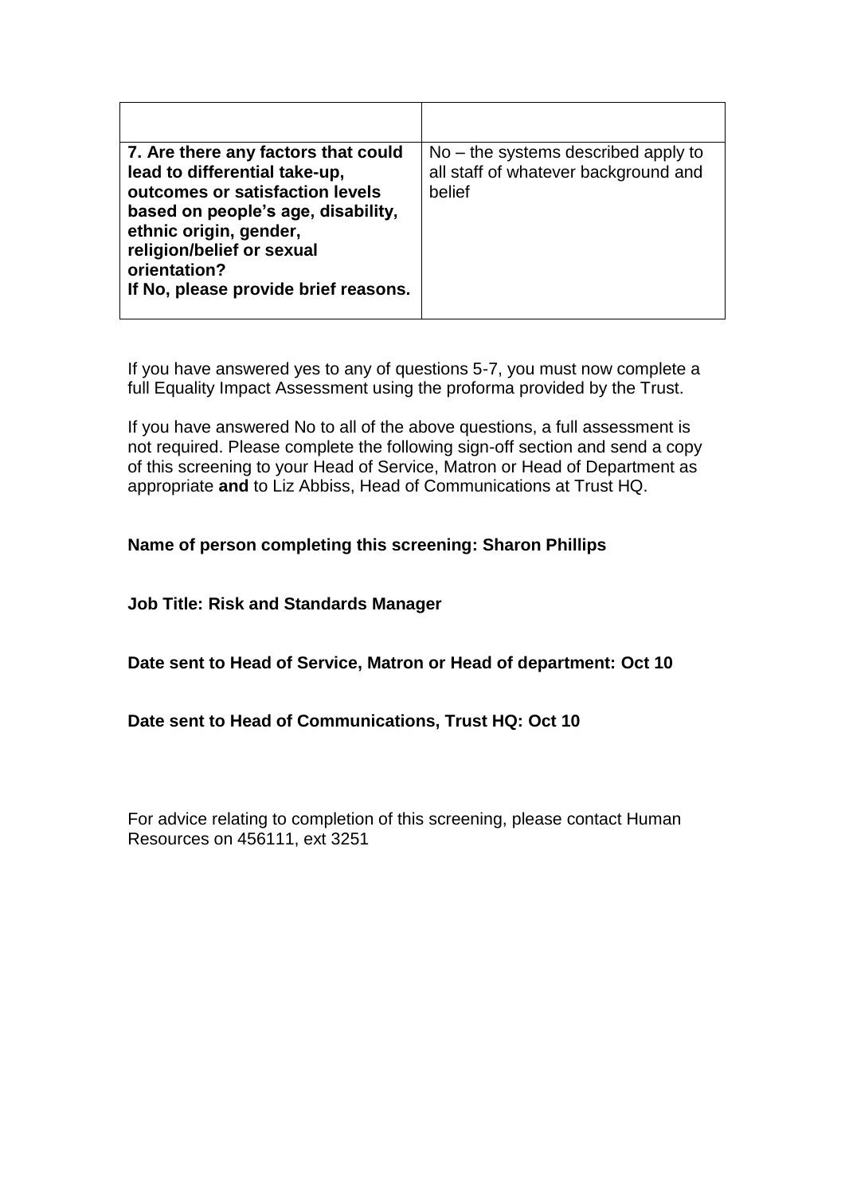| | |
|---|---|
| | |
| **7. Are there any factors that could lead to differential take-up, outcomes or satisfaction levels based on people's age, disability, ethnic origin, gender, religion/belief or sexual orientation? If No, please provide brief reasons.** | No – the systems described apply to all staff of whatever background and belief |

If you have answered yes to any of questions 5-7, you must now complete a full Equality Impact Assessment using the proforma provided by the Trust.

If you have answered No to all of the above questions, a full assessment is not required. Please complete the following sign-off section and send a copy of this screening to your Head of Service, Matron or Head of Department as appropriate **and** to Liz Abbiss, Head of Communications at Trust HQ.

**Name of person completing this screening: Sharon Phillips**

**Job Title: Risk and Standards Manager**

**Date sent to Head of Service, Matron or Head of department: Oct 10**

**Date sent to Head of Communications, Trust HQ: Oct 10**

For advice relating to completion of this screening, please contact Human Resources on 456111, ext 3251